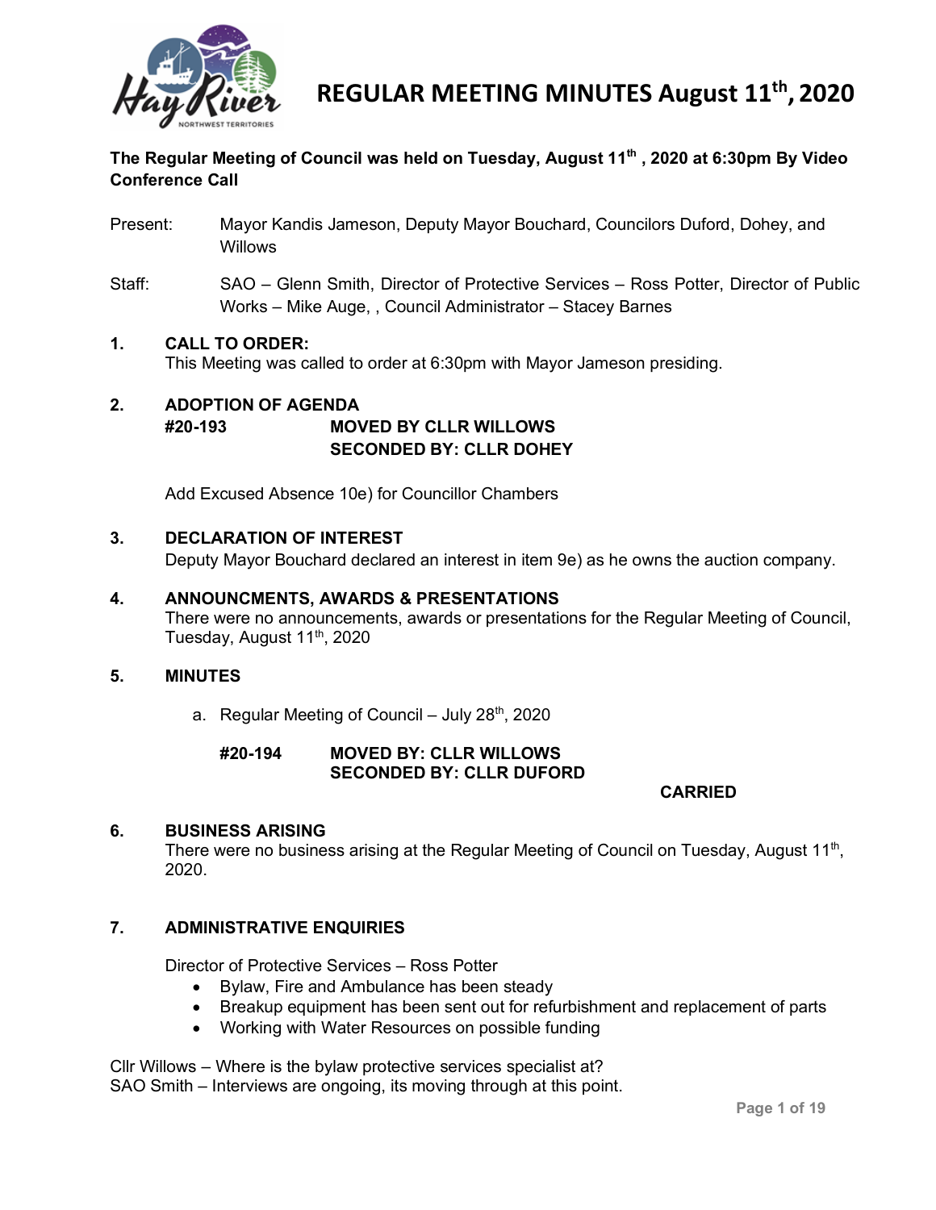# REGULAR MEETING MINUTES August 11th, 2020

**The Regular Meeting of Council was held on Tuesday, August 11th , 2020 at 6:30pm By Video Conference Call**

Present: Mayor Kandis Jameson, Deputy Mayor Bouchard, Councilors Duford, Dohey, and Willows

Staff: SAO – Glenn Smith, Director of Protective Services – Ross Potter, Director of Public Works – Mike Auge, , Council Administrator – Stacey Barnes

## 1. CALL TO ORDER:

This Meeting was called to order at 6:30pm with Mayor Jameson presiding.

## 2. ADOPTION OF AGENDA

**#20-193** **MOVED BY CLLR WILLOWS**
**SECONDED BY: CLLR DOHEY**

Add Excused Absence 10e) for Councillor Chambers

## 3. DECLARATION OF INTEREST

Deputy Mayor Bouchard declared an interest in item 9e) as he owns the auction company.

## 4. ANNOUNCMENTS, AWARDS & PRESENTATIONS

There were no announcements, awards or presentations for the Regular Meeting of Council, Tuesday, August 11th, 2020

## 5. MINUTES

a. Regular Meeting of Council – July 28th, 2020

**#20-194** **MOVED BY: CLLR WILLOWS**
**SECONDED BY: CLLR DUFORD**

**CARRIED**

## 6. BUSINESS ARISING

There were no business arising at the Regular Meeting of Council on Tuesday, August 11th, 2020.

## 7. ADMINISTRATIVE ENQUIRIES

Director of Protective Services – Ross Potter

- Bylaw, Fire and Ambulance has been steady
- Breakup equipment has been sent out for refurbishment and replacement of parts
- Working with Water Resources on possible funding

Cllr Willows – Where is the bylaw protective services specialist at?
SAO Smith – Interviews are ongoing, its moving through at this point.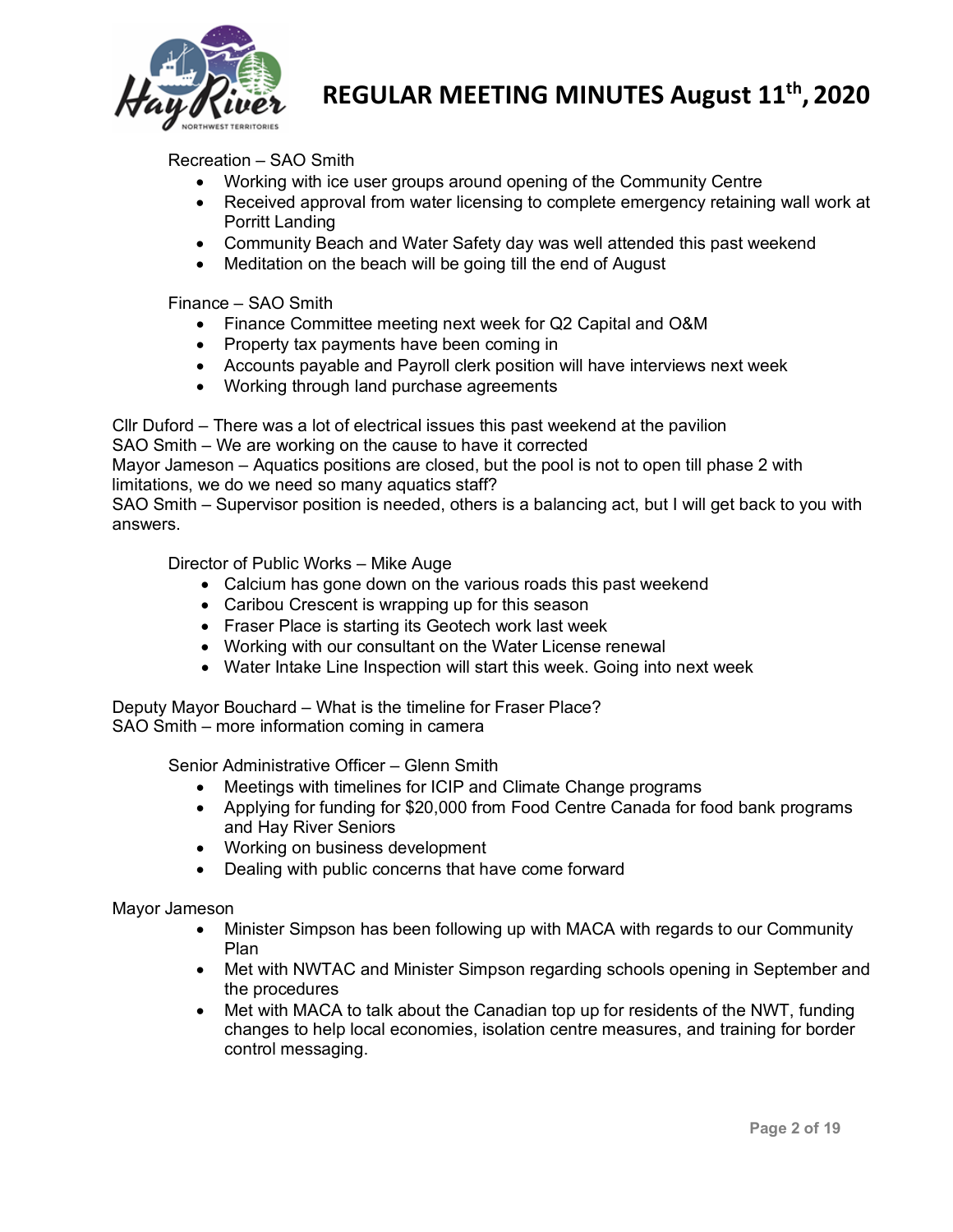Recreation – SAO Smith

- Working with ice user groups around opening of the Community Centre
- Received approval from water licensing to complete emergency retaining wall work at Porritt Landing
- Community Beach and Water Safety day was well attended this past weekend
- Meditation on the beach will be going till the end of August

Finance – SAO Smith

- Finance Committee meeting next week for Q2 Capital and O&M
- Property tax payments have been coming in
- Accounts payable and Payroll clerk position will have interviews next week
- Working through land purchase agreements

Cllr Duford – There was a lot of electrical issues this past weekend at the pavilion
SAO Smith – We are working on the cause to have it corrected
Mayor Jameson – Aquatics positions are closed, but the pool is not to open till phase 2 with limitations, we do we need so many aquatics staff?
SAO Smith – Supervisor position is needed, others is a balancing act, but I will get back to you with answers.

Director of Public Works – Mike Auge

- Calcium has gone down on the various roads this past weekend
- Caribou Crescent is wrapping up for this season
- Fraser Place is starting its Geotech work last week
- Working with our consultant on the Water License renewal
- Water Intake Line Inspection will start this week. Going into next week

Deputy Mayor Bouchard – What is the timeline for Fraser Place?
SAO Smith – more information coming in camera

Senior Administrative Officer – Glenn Smith

- Meetings with timelines for ICIP and Climate Change programs
- Applying for funding for $20,000 from Food Centre Canada for food bank programs and Hay River Seniors
- Working on business development
- Dealing with public concerns that have come forward

Mayor Jameson

- Minister Simpson has been following up with MACA with regards to our Community Plan
- Met with NWTAC and Minister Simpson regarding schools opening in September and the procedures
- Met with MACA to talk about the Canadian top up for residents of the NWT, funding changes to help local economies, isolation centre measures, and training for border control messaging.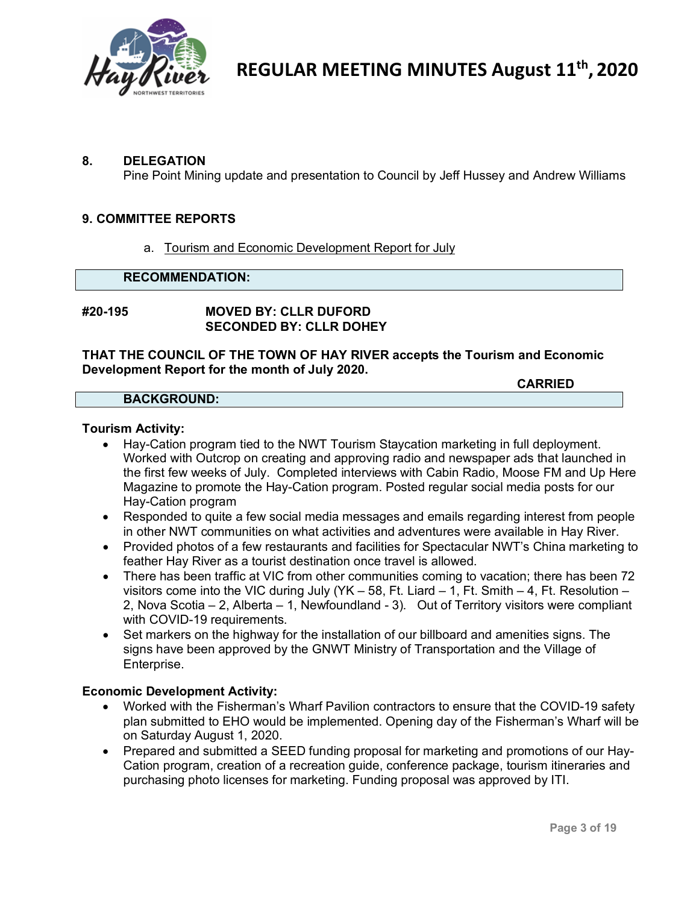**8. DELEGATION**

Pine Point Mining update and presentation to Council by Jeff Hussey and Andrew Williams

**9. COMMITTEE REPORTS**

a. Tourism and Economic Development Report for July

**RECOMMENDATION:**

**#20-195 MOVED BY: CLLR DUFORD**
**SECONDED BY: CLLR DOHEY**

**THAT THE COUNCIL OF THE TOWN OF HAY RIVER accepts the Tourism and Economic Development Report for the month of July 2020.**

**CARRIED**

**BACKGROUND:**

**Tourism Activity:**

- Hay-Cation program tied to the NWT Tourism Staycation marketing in full deployment. Worked with Outcrop on creating and approving radio and newspaper ads that launched in the first few weeks of July. Completed interviews with Cabin Radio, Moose FM and Up Here Magazine to promote the Hay-Cation program. Posted regular social media posts for our Hay-Cation program
- Responded to quite a few social media messages and emails regarding interest from people in other NWT communities on what activities and adventures were available in Hay River.
- Provided photos of a few restaurants and facilities for Spectacular NWT's China marketing to feather Hay River as a tourist destination once travel is allowed.
- There has been traffic at VIC from other communities coming to vacation; there has been 72 visitors come into the VIC during July (YK – 58, Ft. Liard – 1, Ft. Smith – 4, Ft. Resolution – 2, Nova Scotia – 2, Alberta – 1, Newfoundland - 3). Out of Territory visitors were compliant with COVID-19 requirements.
- Set markers on the highway for the installation of our billboard and amenities signs. The signs have been approved by the GNWT Ministry of Transportation and the Village of Enterprise.

**Economic Development Activity:**

- Worked with the Fisherman's Wharf Pavilion contractors to ensure that the COVID-19 safety plan submitted to EHO would be implemented. Opening day of the Fisherman's Wharf will be on Saturday August 1, 2020.
- Prepared and submitted a SEED funding proposal for marketing and promotions of our Hay-Cation program, creation of a recreation guide, conference package, tourism itineraries and purchasing photo licenses for marketing. Funding proposal was approved by ITI.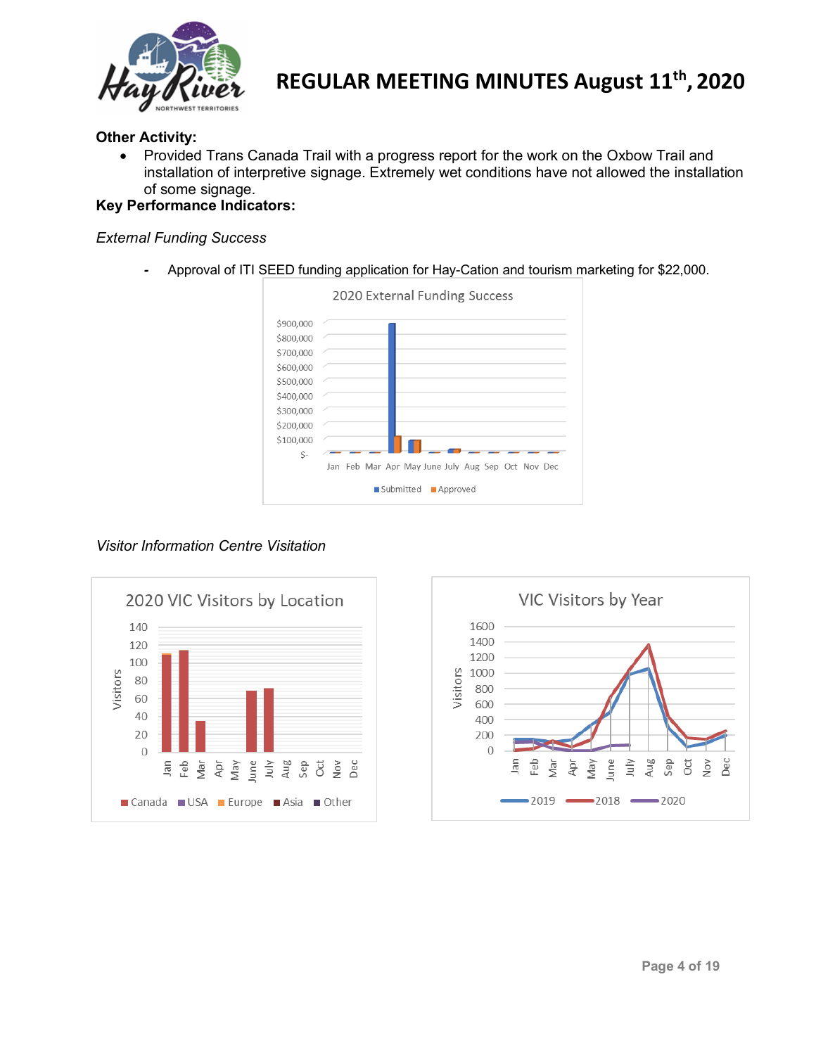**Other Activity:**

- Provided Trans Canada Trail with a progress report for the work on the Oxbow Trail and installation of interpretive signage. Extremely wet conditions have not allowed the installation of some signage.

**Key Performance Indicators:**

*External Funding Success*

- Approval of ITI SEED funding application for Hay-Cation and tourism marketing for $22,000.

*Visitor Information Centre Visitation*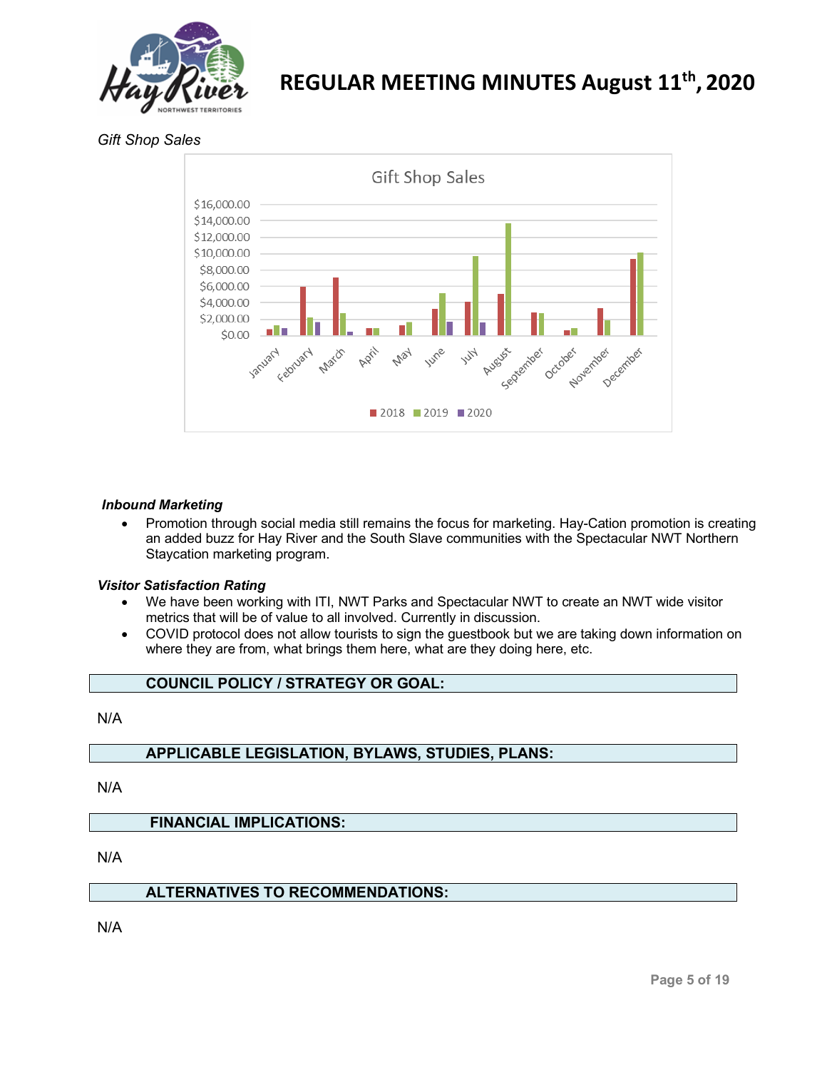*Gift Shop Sales*

***Inbound Marketing***

- Promotion through social media still remains the focus for marketing. Hay-Cation promotion is creating an added buzz for Hay River and the South Slave communities with the Spectacular NWT Northern Staycation marketing program.

***Visitor Satisfaction Rating***

- We have been working with ITI, NWT Parks and Spectacular NWT to create an NWT wide visitor metrics that will be of value to all involved. Currently in discussion.
- COVID protocol does not allow tourists to sign the guestbook but we are taking down information on where they are from, what brings them here, what are they doing here, etc.

**COUNCIL POLICY / STRATEGY OR GOAL:**

N/A

**APPLICABLE LEGISLATION, BYLAWS, STUDIES, PLANS:**

N/A

**FINANCIAL IMPLICATIONS:**

N/A

**ALTERNATIVES TO RECOMMENDATIONS:**

N/A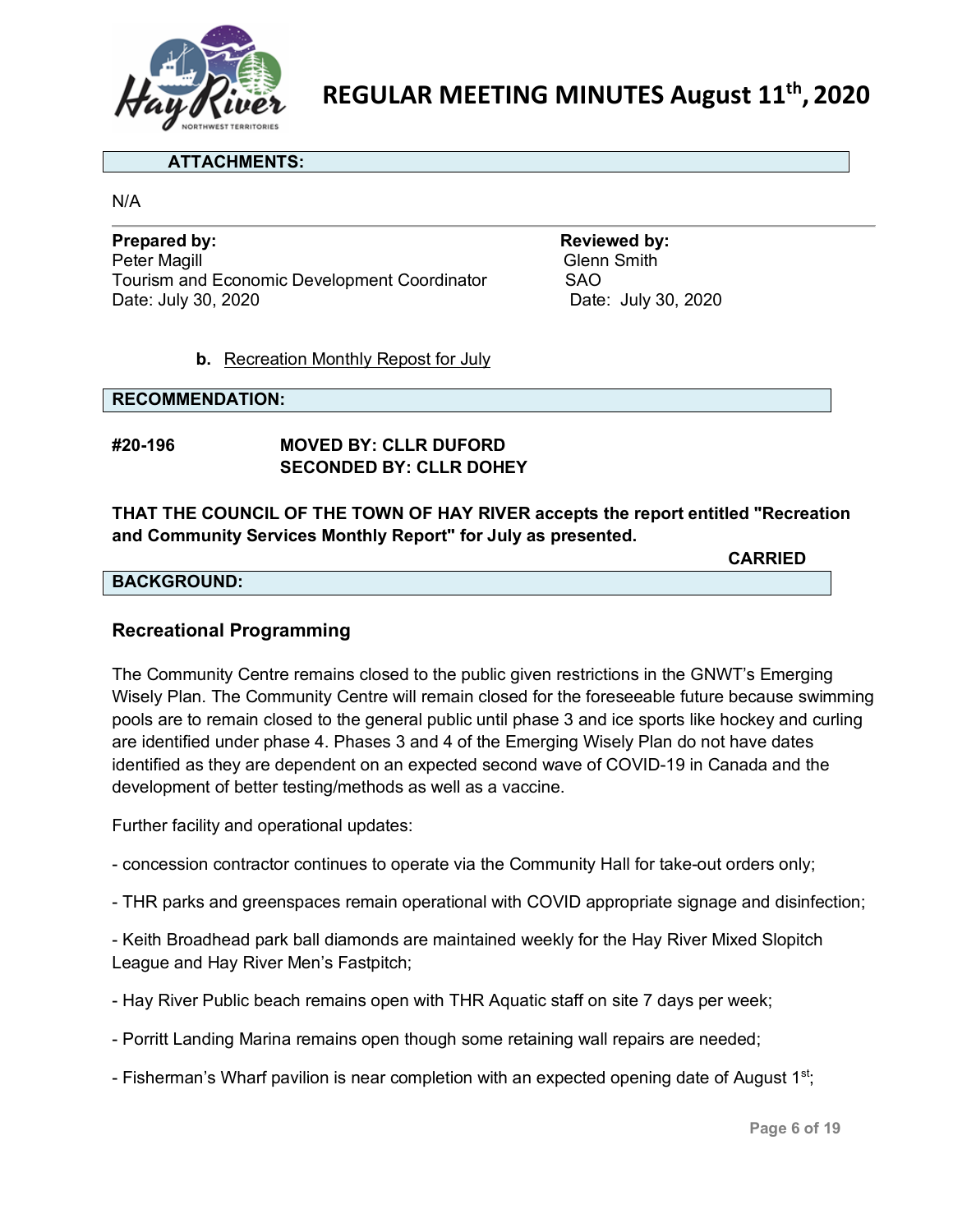**ATTACHMENTS:**

N/A

**Prepared by:**
Peter Magill
Tourism and Economic Development Coordinator
Date: July 30, 2020

**Reviewed by:**
Glenn Smith
SAO
Date: July 30, 2020

**b.** Recreation Monthly Repost for July

**RECOMMENDATION:**

**#20-196** **MOVED BY: CLLR DUFORD**
**SECONDED BY: CLLR DOHEY**

**THAT THE COUNCIL OF THE TOWN OF HAY RIVER accepts the report entitled "Recreation and Community Services Monthly Report" for July as presented.**

**CARRIED**

**BACKGROUND:**

### Recreational Programming

The Community Centre remains closed to the public given restrictions in the GNWT's Emerging Wisely Plan. The Community Centre will remain closed for the foreseeable future because swimming pools are to remain closed to the general public until phase 3 and ice sports like hockey and curling are identified under phase 4. Phases 3 and 4 of the Emerging Wisely Plan do not have dates identified as they are dependent on an expected second wave of COVID-19 in Canada and the development of better testing/methods as well as a vaccine.

Further facility and operational updates:

- concession contractor continues to operate via the Community Hall for take-out orders only;

- THR parks and greenspaces remain operational with COVID appropriate signage and disinfection;

- Keith Broadhead park ball diamonds are maintained weekly for the Hay River Mixed Slopitch League and Hay River Men's Fastpitch;

- Hay River Public beach remains open with THR Aquatic staff on site 7 days per week;

- Porritt Landing Marina remains open though some retaining wall repairs are needed;

- Fisherman's Wharf pavilion is near completion with an expected opening date of August 1st;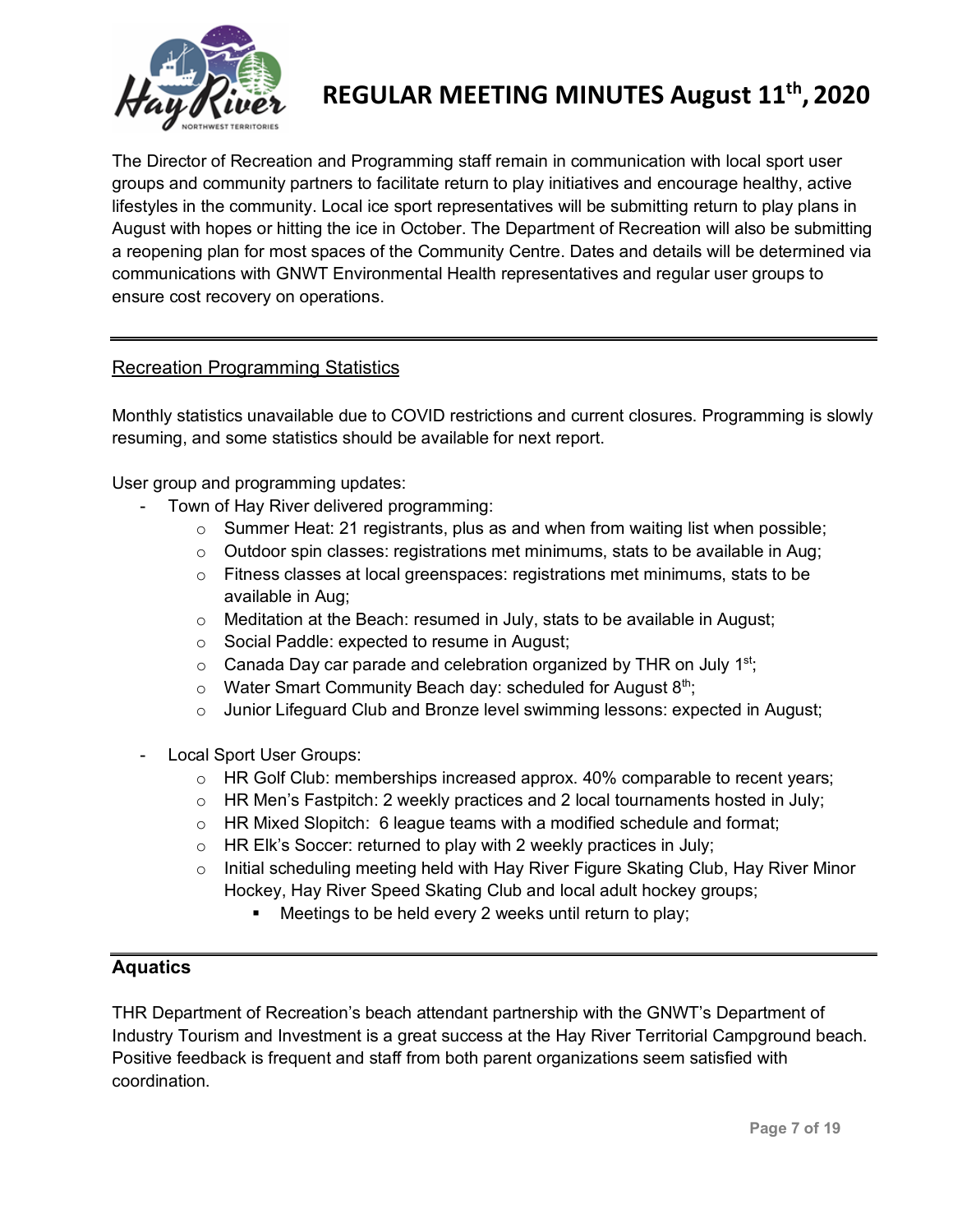The Director of Recreation and Programming staff remain in communication with local sport user groups and community partners to facilitate return to play initiatives and encourage healthy, active lifestyles in the community. Local ice sport representatives will be submitting return to play plans in August with hopes or hitting the ice in October. The Department of Recreation will also be submitting a reopening plan for most spaces of the Community Centre. Dates and details will be determined via communications with GNWT Environmental Health representatives and regular user groups to ensure cost recovery on operations.

---

## Recreation Programming Statistics

Monthly statistics unavailable due to COVID restrictions and current closures. Programming is slowly resuming, and some statistics should be available for next report.

User group and programming updates:

- Town of Hay River delivered programming:
  - Summer Heat: 21 registrants, plus as and when from waiting list when possible;
  - Outdoor spin classes: registrations met minimums, stats to be available in Aug;
  - Fitness classes at local greenspaces: registrations met minimums, stats to be available in Aug;
  - Meditation at the Beach: resumed in July, stats to be available in August;
  - Social Paddle: expected to resume in August;
  - Canada Day car parade and celebration organized by THR on July 1st;
  - Water Smart Community Beach day: scheduled for August 8th;
  - Junior Lifeguard Club and Bronze level swimming lessons: expected in August;

- Local Sport User Groups:
  - HR Golf Club: memberships increased approx. 40% comparable to recent years;
  - HR Men's Fastpitch: 2 weekly practices and 2 local tournaments hosted in July;
  - HR Mixed Slopitch: 6 league teams with a modified schedule and format;
  - HR Elk's Soccer: returned to play with 2 weekly practices in July;
  - Initial scheduling meeting held with Hay River Figure Skating Club, Hay River Minor Hockey, Hay River Speed Skating Club and local adult hockey groups;
    - Meetings to be held every 2 weeks until return to play;

---

## Aquatics

THR Department of Recreation's beach attendant partnership with the GNWT's Department of Industry Tourism and Investment is a great success at the Hay River Territorial Campground beach. Positive feedback is frequent and staff from both parent organizations seem satisfied with coordination.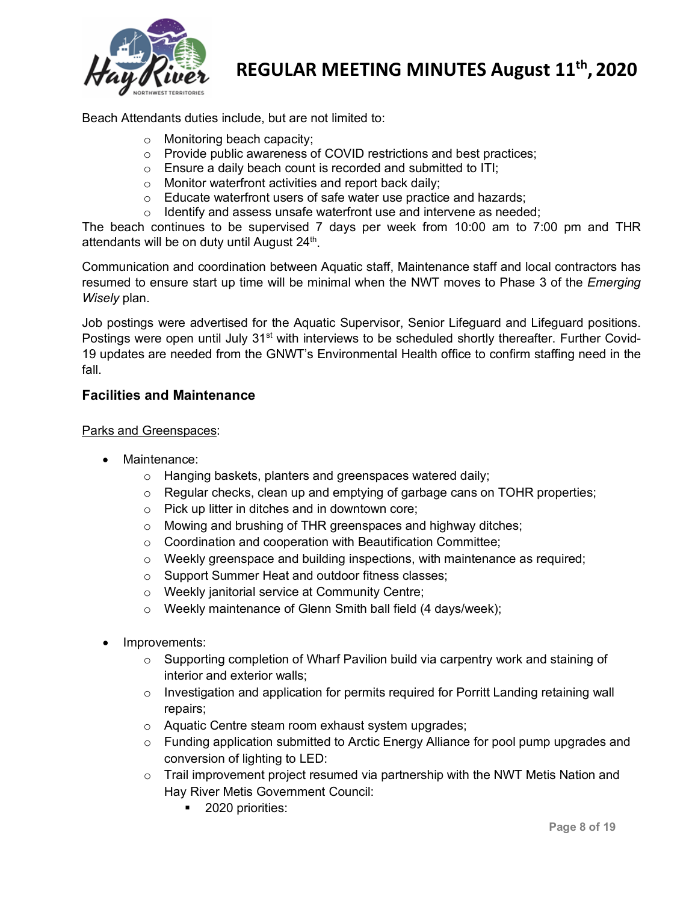Beach Attendants duties include, but are not limited to:

- Monitoring beach capacity;
- Provide public awareness of COVID restrictions and best practices;
- Ensure a daily beach count is recorded and submitted to ITI;
- Monitor waterfront activities and report back daily;
- Educate waterfront users of safe water use practice and hazards;
- Identify and assess unsafe waterfront use and intervene as needed;

The beach continues to be supervised 7 days per week from 10:00 am to 7:00 pm and THR attendants will be on duty until August 24th.

Communication and coordination between Aquatic staff, Maintenance staff and local contractors has resumed to ensure start up time will be minimal when the NWT moves to Phase 3 of the *Emerging Wisely* plan.

Job postings were advertised for the Aquatic Supervisor, Senior Lifeguard and Lifeguard positions. Postings were open until July 31st with interviews to be scheduled shortly thereafter. Further Covid-19 updates are needed from the GNWT's Environmental Health office to confirm staffing need in the fall.

### Facilities and Maintenance

<u>Parks and Greenspaces</u>:

- Maintenance:
  - Hanging baskets, planters and greenspaces watered daily;
  - Regular checks, clean up and emptying of garbage cans on TOHR properties;
  - Pick up litter in ditches and in downtown core;
  - Mowing and brushing of THR greenspaces and highway ditches;
  - Coordination and cooperation with Beautification Committee;
  - Weekly greenspace and building inspections, with maintenance as required;
  - Support Summer Heat and outdoor fitness classes;
  - Weekly janitorial service at Community Centre;
  - Weekly maintenance of Glenn Smith ball field (4 days/week);

- Improvements:
  - Supporting completion of Wharf Pavilion build via carpentry work and staining of interior and exterior walls;
  - Investigation and application for permits required for Porritt Landing retaining wall repairs;
  - Aquatic Centre steam room exhaust system upgrades;
  - Funding application submitted to Arctic Energy Alliance for pool pump upgrades and conversion of lighting to LED:
  - Trail improvement project resumed via partnership with the NWT Metis Nation and Hay River Metis Government Council:
    - 2020 priorities: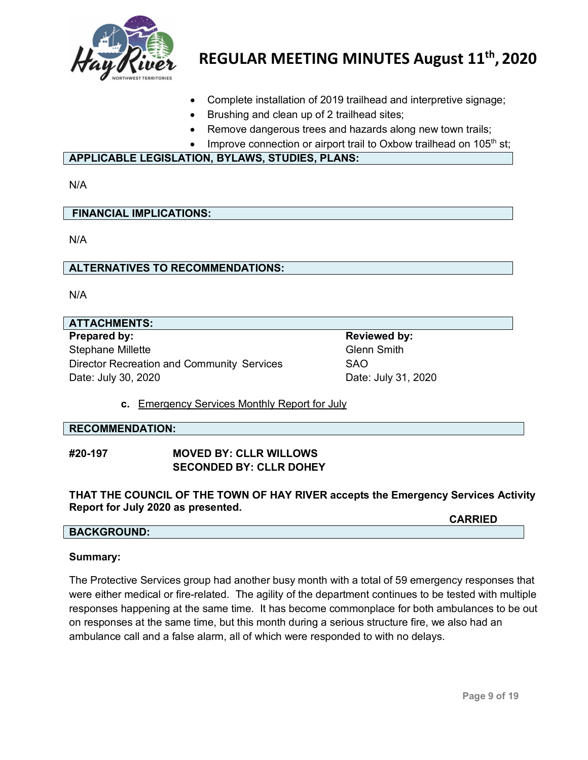- Complete installation of 2019 trailhead and interpretive signage;
- Brushing and clean up of 2 trailhead sites;
- Remove dangerous trees and hazards along new town trails;
- Improve connection or airport trail to Oxbow trailhead on 105th st;

**APPLICABLE LEGISLATION, BYLAWS, STUDIES, PLANS:**

N/A

**FINANCIAL IMPLICATIONS:**

N/A

**ALTERNATIVES TO RECOMMENDATIONS:**

N/A

**ATTACHMENTS:**

| **Prepared by:** | **Reviewed by:** |
|---|---|
| Stephane Millette | Glenn Smith |
| Director Recreation and Community Services | SAO |
| Date: July 30, 2020 | Date: July 31, 2020 |

**c.** Emergency Services Monthly Report for July

**RECOMMENDATION:**

**#20-197** **MOVED BY: CLLR WILLOWS**
**SECONDED BY: CLLR DOHEY**

**THAT THE COUNCIL OF THE TOWN OF HAY RIVER accepts the Emergency Services Activity Report for July 2020 as presented.**

**CARRIED**

**BACKGROUND:**

**Summary:**

The Protective Services group had another busy month with a total of 59 emergency responses that were either medical or fire-related. The agility of the department continues to be tested with multiple responses happening at the same time. It has become commonplace for both ambulances to be out on responses at the same time, but this month during a serious structure fire, we also had an ambulance call and a false alarm, all of which were responded to with no delays.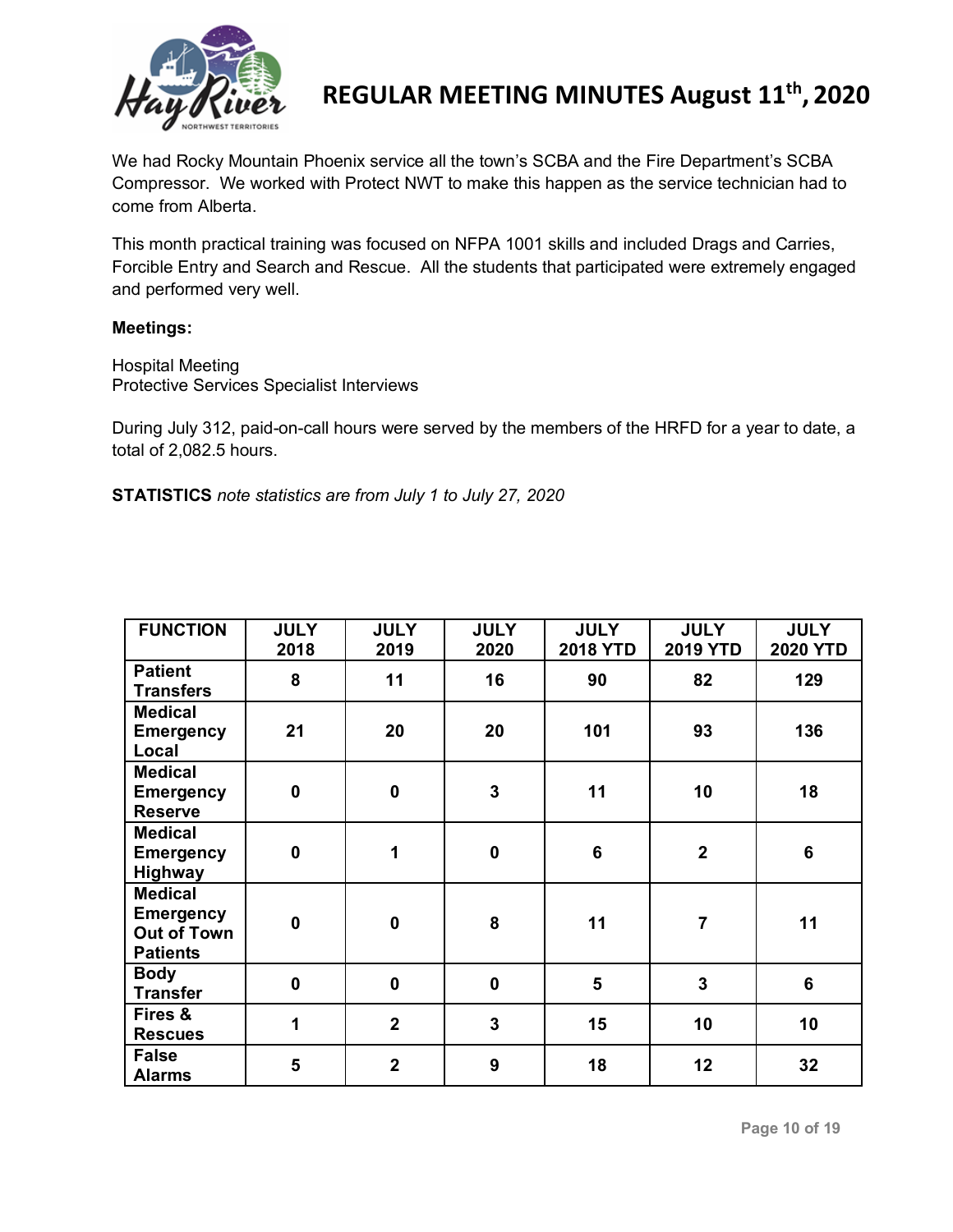We had Rocky Mountain Phoenix service all the town's SCBA and the Fire Department's SCBA Compressor. We worked with Protect NWT to make this happen as the service technician had to come from Alberta.

This month practical training was focused on NFPA 1001 skills and included Drags and Carries, Forcible Entry and Search and Rescue. All the students that participated were extremely engaged and performed very well.

**Meetings:**

Hospital Meeting
Protective Services Specialist Interviews

During July 312, paid-on-call hours were served by the members of the HRFD for a year to date, a total of 2,082.5 hours.

**STATISTICS** *note statistics are from July 1 to July 27, 2020*

| FUNCTION | JULY 2018 | JULY 2019 | JULY 2020 | JULY 2018 YTD | JULY 2019 YTD | JULY 2020 YTD |
|---|---|---|---|---|---|---|
| Patient Transfers | 8 | 11 | 16 | 90 | 82 | 129 |
| Medical Emergency Local | 21 | 20 | 20 | 101 | 93 | 136 |
| Medical Emergency Reserve | 0 | 0 | 3 | 11 | 10 | 18 |
| Medical Emergency Highway | 0 | 1 | 0 | 6 | 2 | 6 |
| Medical Emergency Out of Town Patients | 0 | 0 | 8 | 11 | 7 | 11 |
| Body Transfer | 0 | 0 | 0 | 5 | 3 | 6 |
| Fires & Rescues | 1 | 2 | 3 | 15 | 10 | 10 |
| False Alarms | 5 | 2 | 9 | 18 | 12 | 32 |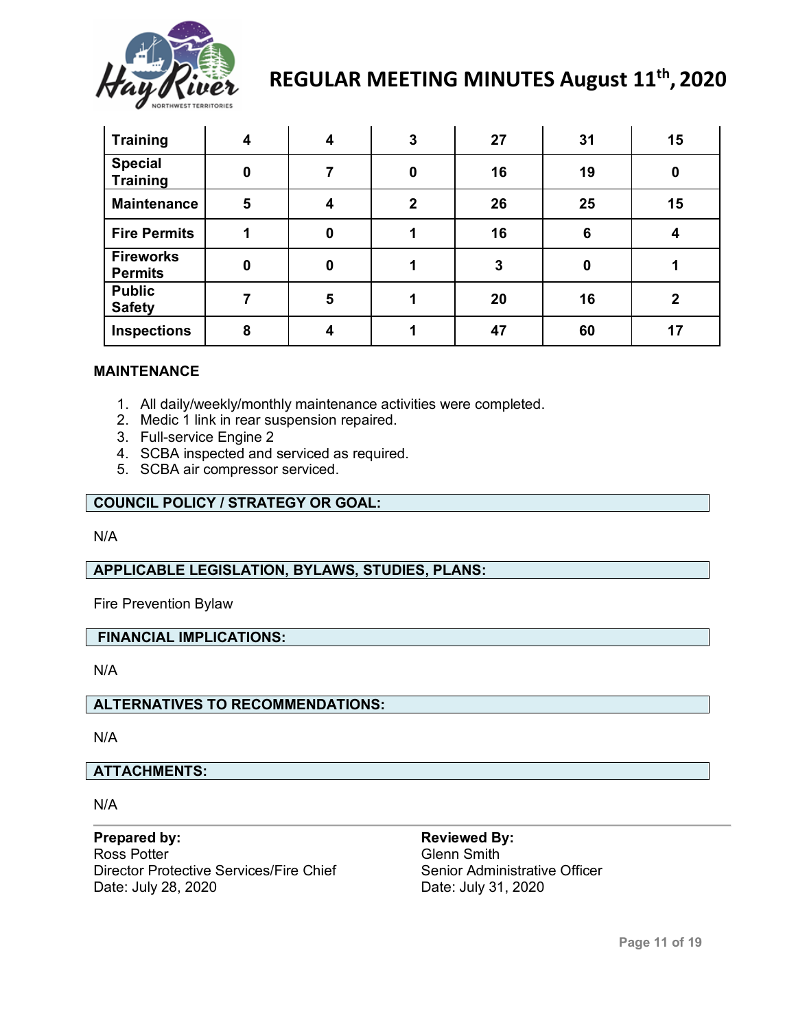| | | | | | | |
|---|---|---|---|---|---|---|
| **Training** | **4** | **4** | **3** | **27** | **31** | **15** |
| **Special Training** | **0** | **7** | **0** | **16** | **19** | **0** |
| **Maintenance** | **5** | **4** | **2** | **26** | **25** | **15** |
| **Fire Permits** | **1** | **0** | **1** | **16** | **6** | **4** |
| **Fireworks Permits** | **0** | **0** | **1** | **3** | **0** | **1** |
| **Public Safety** | **7** | **5** | **1** | **20** | **16** | **2** |
| **Inspections** | **8** | **4** | **1** | **47** | **60** | **17** |

**MAINTENANCE**

1. All daily/weekly/monthly maintenance activities were completed.
2. Medic 1 link in rear suspension repaired.
3. Full-service Engine 2
4. SCBA inspected and serviced as required.
5. SCBA air compressor serviced.

**COUNCIL POLICY / STRATEGY OR GOAL:**

N/A

**APPLICABLE LEGISLATION, BYLAWS, STUDIES, PLANS:**

Fire Prevention Bylaw

**FINANCIAL IMPLICATIONS:**

N/A

**ALTERNATIVES TO RECOMMENDATIONS:**

N/A

**ATTACHMENTS:**

N/A

**Prepared by:**
Ross Potter
Director Protective Services/Fire Chief
Date: July 28, 2020

**Reviewed By:**
Glenn Smith
Senior Administrative Officer
Date: July 31, 2020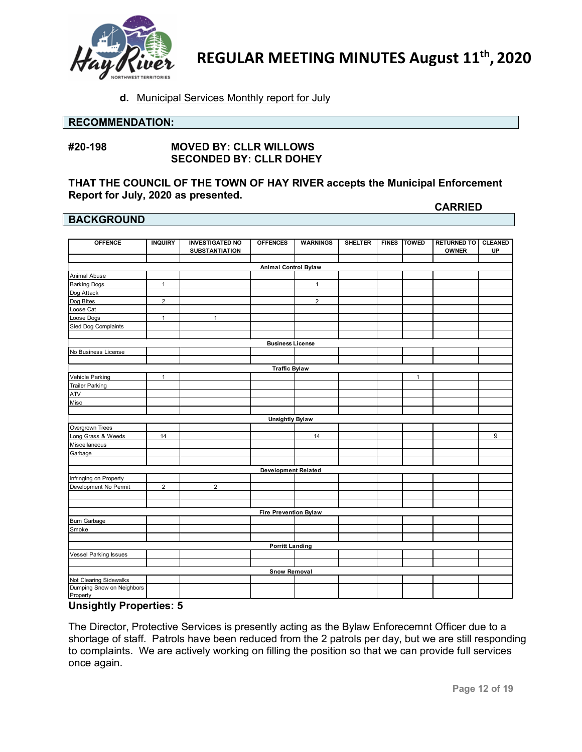d. Municipal Services Monthly report for July

## RECOMMENDATION:

**#20-198** **MOVED BY: CLLR WILLOWS**
**SECONDED BY: CLLR DOHEY**

**THAT THE COUNCIL OF THE TOWN OF HAY RIVER accepts the Municipal Enforcement Report for July, 2020 as presented.**

**CARRIED**

## BACKGROUND

| OFFENCE | INQUIRY | INVESTIGATED NO SUBSTANTIATION | OFFENCES | WARNINGS | SHELTER | FINES | TOWED | RETURNED TO OWNER | CLEANED UP |
|---|---|---|---|---|---|---|---|---|---|
| | | | | | | | | | |
| **Animal Control Bylaw** | | | | | | | | | |
| Animal Abuse | | | | | | | | | |
| Barking Dogs | 1 | | | 1 | | | | | |
| Dog Attack | | | | | | | | | |
| Dog Bites | 2 | | | 2 | | | | | |
| Loose Cat | | | | | | | | | |
| Loose Dogs | 1 | 1 | | | | | | | |
| Sled Dog Complaints | | | | | | | | | |
| | | | | | | | | | |
| **Business License** | | | | | | | | | |
| No Business License | | | | | | | | | |
| | | | | | | | | | |
| **Traffic Bylaw** | | | | | | | | | |
| Vehicle Parking | 1 | | | | | | 1 | | |
| Trailer Parking | | | | | | | | | |
| ATV | | | | | | | | | |
| Misc | | | | | | | | | |
| | | | | | | | | | |
| **Unsightly Bylaw** | | | | | | | | | |
| Overgrown Trees | | | | | | | | | |
| Long Grass & Weeds | 14 | | | 14 | | | | | 9 |
| Miscellaneous | | | | | | | | | |
| Garbage | | | | | | | | | |
| | | | | | | | | | |
| **Development Related** | | | | | | | | | |
| Infringing on Property | | | | | | | | | |
| Development No Permit | 2 | 2 | | | | | | | |
| | | | | | | | | | |
| | | | | | | | | | |
| **Fire Prevention Bylaw** | | | | | | | | | |
| Burn Garbage | | | | | | | | | |
| Smoke | | | | | | | | | |
| | | | | | | | | | |
| **Porritt Landing** | | | | | | | | | |
| Vessel Parking Issues | | | | | | | | | |
| | | | | | | | | | |
| **Snow Removal** | | | | | | | | | |
| Not Clearing Sidewalks | | | | | | | | | |
| Dumping Snow on Neighbors Property | | | | | | | | | |

**Unsightly Properties: 5**

The Director, Protective Services is presently acting as the Bylaw Enforecemnt Officer due to a shortage of staff. Patrols have been reduced from the 2 patrols per day, but we are still responding to complaints. We are actively working on filling the position so that we can provide full services once again.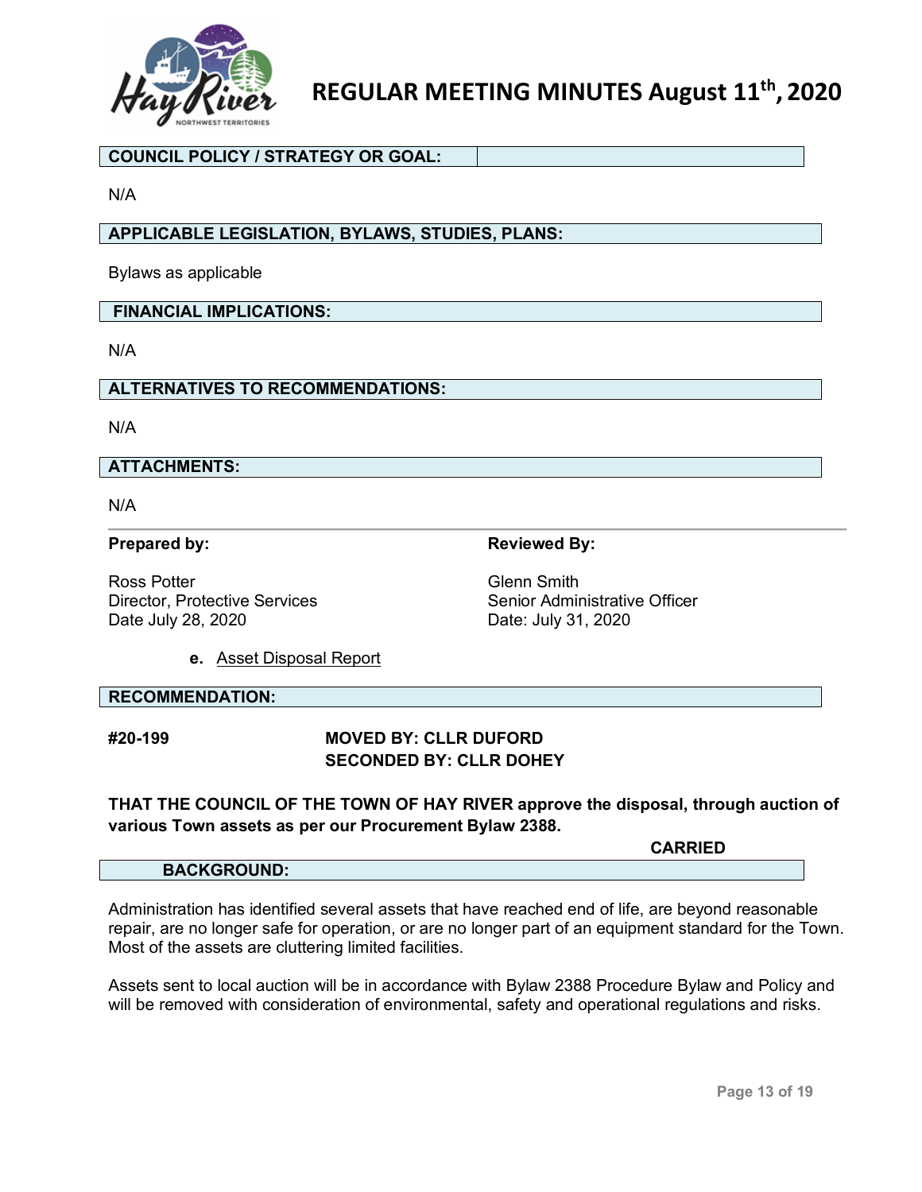**COUNCIL POLICY / STRATEGY OR GOAL:**

N/A

**APPLICABLE LEGISLATION, BYLAWS, STUDIES, PLANS:**

Bylaws as applicable

**FINANCIAL IMPLICATIONS:**

N/A

**ALTERNATIVES TO RECOMMENDATIONS:**

N/A

**ATTACHMENTS:**

N/A

---

| **Prepared by:** | **Reviewed By:** |
|---|---|
| Ross Potter<br>Director, Protective Services<br>Date July 28, 2020 | Glenn Smith<br>Senior Administrative Officer<br>Date: July 31, 2020 |

**e.** Asset Disposal Report

**RECOMMENDATION:**

**#20-199** **MOVED BY: CLLR DUFORD**
**SECONDED BY: CLLR DOHEY**

**THAT THE COUNCIL OF THE TOWN OF HAY RIVER approve the disposal, through auction of various Town assets as per our Procurement Bylaw 2388.**

**CARRIED**

**BACKGROUND:**

Administration has identified several assets that have reached end of life, are beyond reasonable repair, are no longer safe for operation, or are no longer part of an equipment standard for the Town. Most of the assets are cluttering limited facilities.

Assets sent to local auction will be in accordance with Bylaw 2388 Procedure Bylaw and Policy and will be removed with consideration of environmental, safety and operational regulations and risks.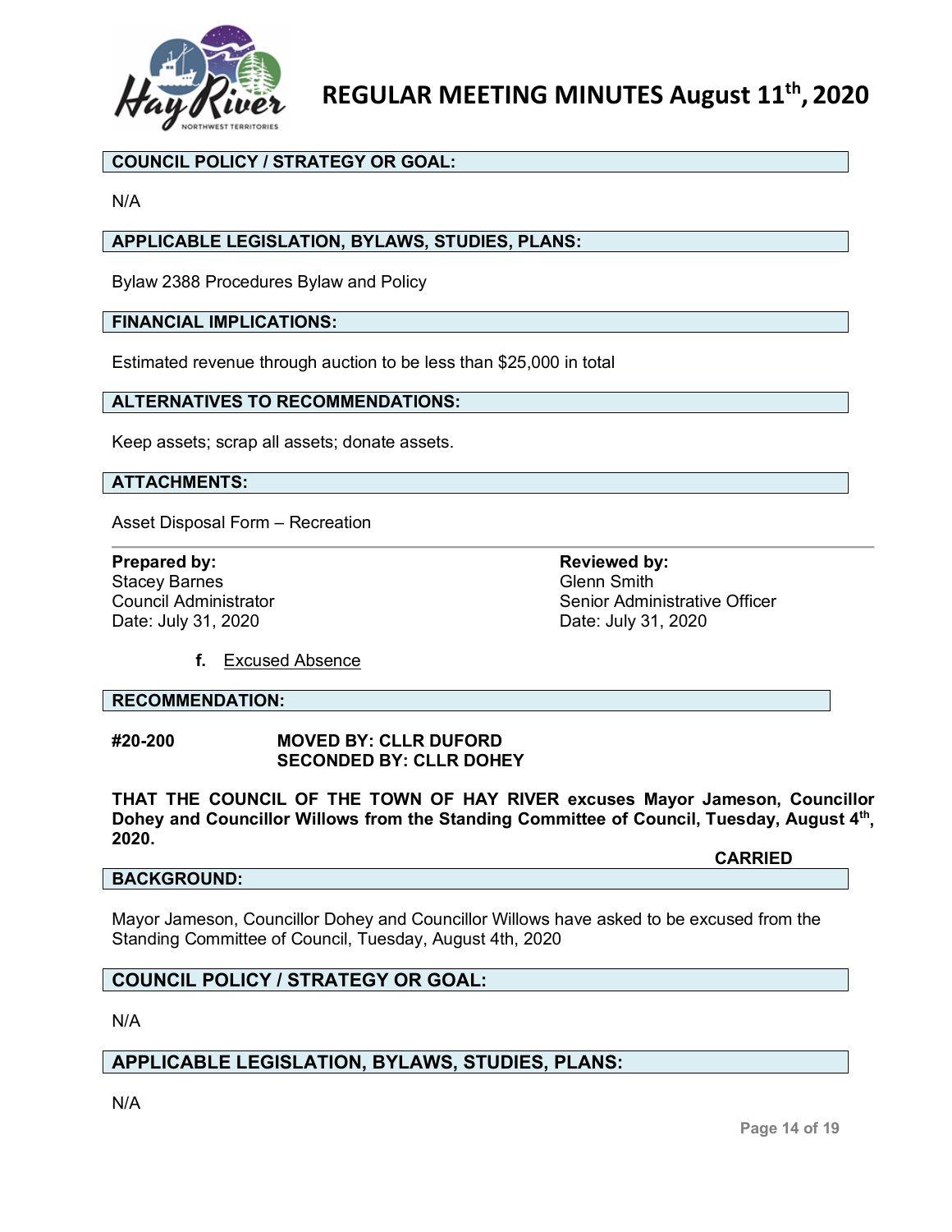**COUNCIL POLICY / STRATEGY OR GOAL:**

N/A

**APPLICABLE LEGISLATION, BYLAWS, STUDIES, PLANS:**

Bylaw 2388 Procedures Bylaw and Policy

**FINANCIAL IMPLICATIONS:**

Estimated revenue through auction to be less than $25,000 in total

**ALTERNATIVES TO RECOMMENDATIONS:**

Keep assets; scrap all assets; donate assets.

**ATTACHMENTS:**

Asset Disposal Form – Recreation

---

**Prepared by:**
Stacey Barnes
Council Administrator
Date: July 31, 2020

**Reviewed by:**
Glenn Smith
Senior Administrative Officer
Date: July 31, 2020

**f.** Excused Absence

**RECOMMENDATION:**

**#20-200** **MOVED BY: CLLR DUFORD**
**SECONDED BY: CLLR DOHEY**

**THAT THE COUNCIL OF THE TOWN OF HAY RIVER excuses Mayor Jameson, Councillor Dohey and Councillor Willows from the Standing Committee of Council, Tuesday, August 4th, 2020.**

**CARRIED**

**BACKGROUND:**

Mayor Jameson, Councillor Dohey and Councillor Willows have asked to be excused from the Standing Committee of Council, Tuesday, August 4th, 2020

**COUNCIL POLICY / STRATEGY OR GOAL:**

N/A

**APPLICABLE LEGISLATION, BYLAWS, STUDIES, PLANS:**

N/A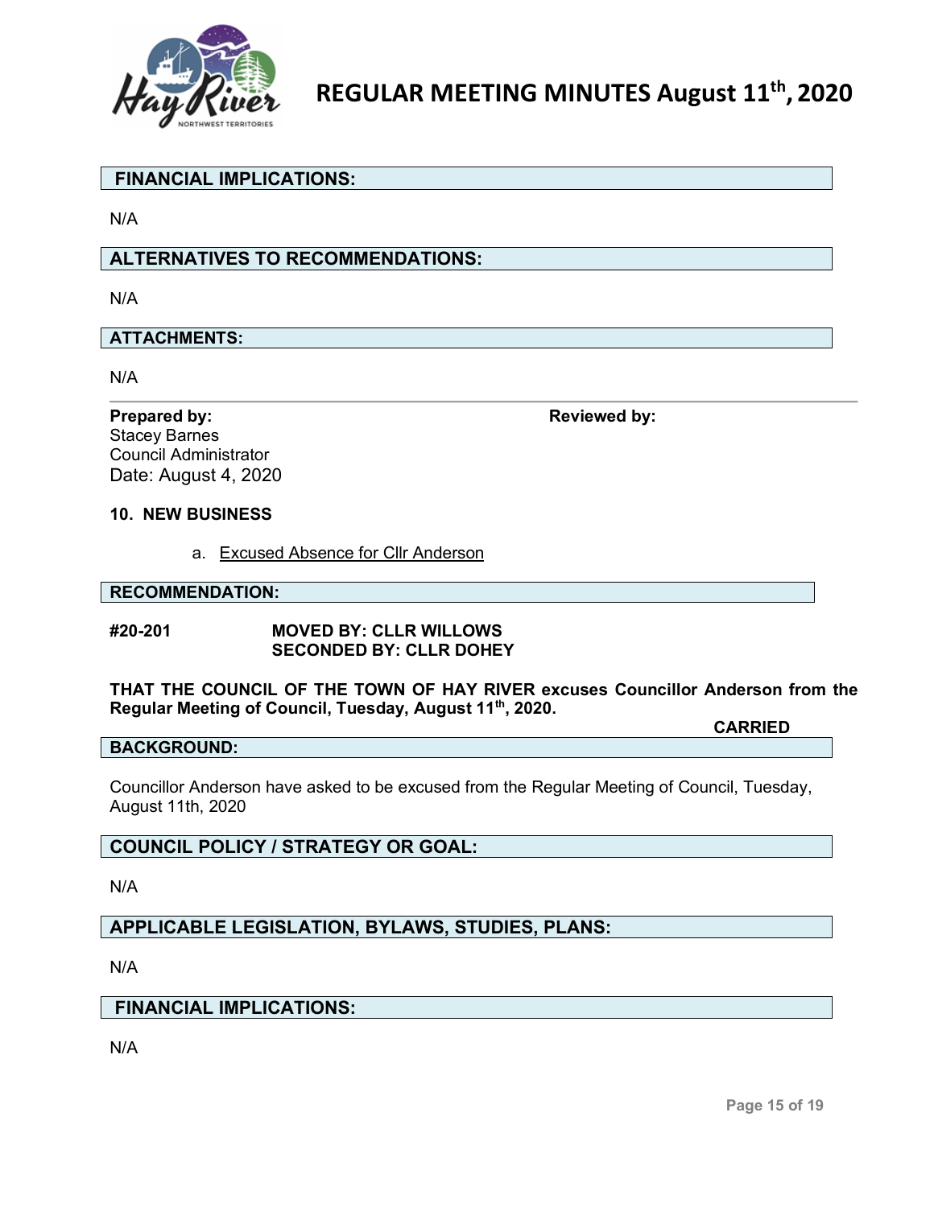**FINANCIAL IMPLICATIONS:**

N/A

**ALTERNATIVES TO RECOMMENDATIONS:**

N/A

**ATTACHMENTS:**

N/A

---

**Prepared by:**
Stacey Barnes
Council Administrator
Date: August 4, 2020

**Reviewed by:**

**10. NEW BUSINESS**

a. Excused Absence for Cllr Anderson

**RECOMMENDATION:**

**#20-201** **MOVED BY: CLLR WILLOWS**
**SECONDED BY: CLLR DOHEY**

**THAT THE COUNCIL OF THE TOWN OF HAY RIVER excuses Councillor Anderson from the Regular Meeting of Council, Tuesday, August 11th, 2020.**

**CARRIED**

**BACKGROUND:**

Councillor Anderson have asked to be excused from the Regular Meeting of Council, Tuesday, August 11th, 2020

**COUNCIL POLICY / STRATEGY OR GOAL:**

N/A

**APPLICABLE LEGISLATION, BYLAWS, STUDIES, PLANS:**

N/A

**FINANCIAL IMPLICATIONS:**

N/A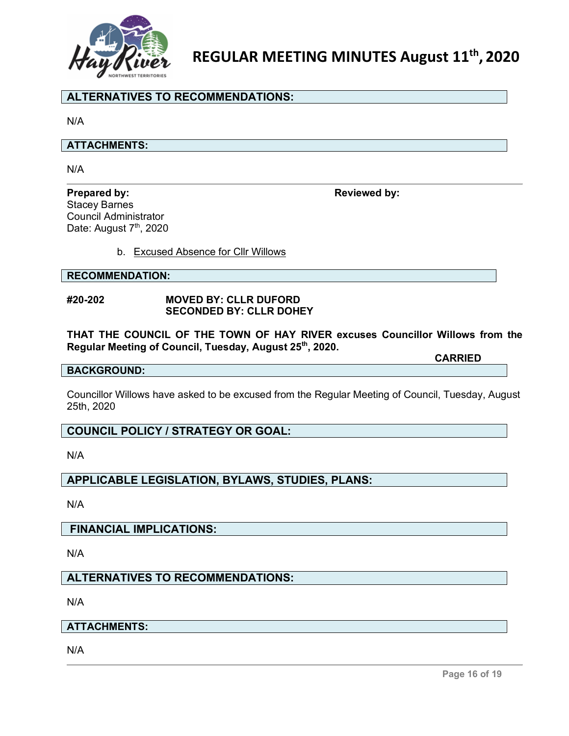## ALTERNATIVES TO RECOMMENDATIONS:

N/A

## ATTACHMENTS:

N/A

**Prepared by:**
Stacey Barnes
Council Administrator
Date: August 7th, 2020

**Reviewed by:**

b. Excused Absence for Cllr Willows

## RECOMMENDATION:

**#20-202** **MOVED BY: CLLR DUFORD**
**SECONDED BY: CLLR DOHEY**

**THAT THE COUNCIL OF THE TOWN OF HAY RIVER excuses Councillor Willows from the Regular Meeting of Council, Tuesday, August 25th, 2020.**

**CARRIED**

## BACKGROUND:

Councillor Willows have asked to be excused from the Regular Meeting of Council, Tuesday, August 25th, 2020

## COUNCIL POLICY / STRATEGY OR GOAL:

N/A

## APPLICABLE LEGISLATION, BYLAWS, STUDIES, PLANS:

N/A

## FINANCIAL IMPLICATIONS:

N/A

## ALTERNATIVES TO RECOMMENDATIONS:

N/A

## ATTACHMENTS:

N/A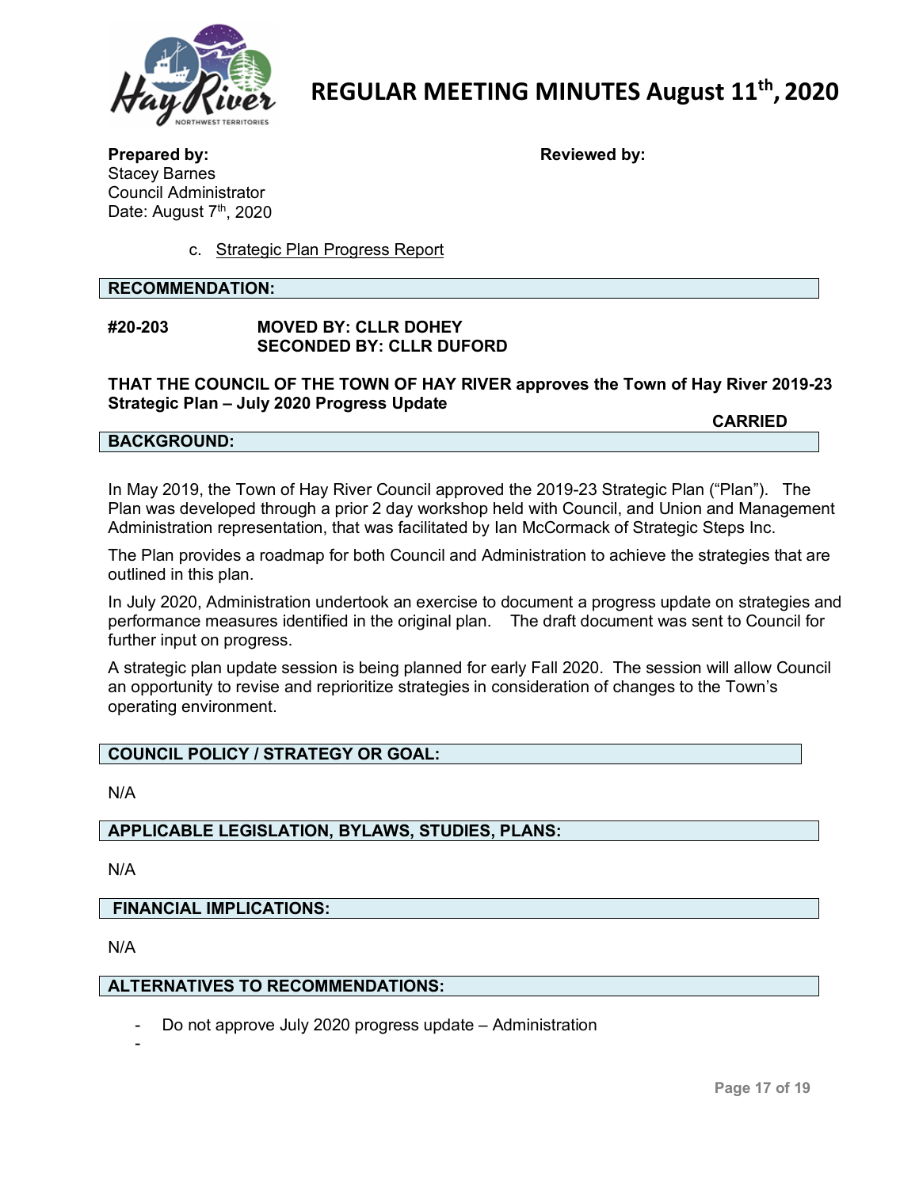# REGULAR MEETING MINUTES August 11th, 2020

**Prepared by:**
Stacey Barnes
Council Administrator
Date: August 7th, 2020

**Reviewed by:**

c. Strategic Plan Progress Report

**RECOMMENDATION:**

**#20-203** **MOVED BY: CLLR DOHEY**
**SECONDED BY: CLLR DUFORD**

**THAT THE COUNCIL OF THE TOWN OF HAY RIVER approves the Town of Hay River 2019-23 Strategic Plan – July 2020 Progress Update**

**CARRIED**

**BACKGROUND:**

In May 2019, the Town of Hay River Council approved the 2019-23 Strategic Plan ("Plan"). The Plan was developed through a prior 2 day workshop held with Council, and Union and Management Administration representation, that was facilitated by Ian McCormack of Strategic Steps Inc.

The Plan provides a roadmap for both Council and Administration to achieve the strategies that are outlined in this plan.

In July 2020, Administration undertook an exercise to document a progress update on strategies and performance measures identified in the original plan. The draft document was sent to Council for further input on progress.

A strategic plan update session is being planned for early Fall 2020. The session will allow Council an opportunity to revise and reprioritize strategies in consideration of changes to the Town's operating environment.

**COUNCIL POLICY / STRATEGY OR GOAL:**

N/A

**APPLICABLE LEGISLATION, BYLAWS, STUDIES, PLANS:**

N/A

**FINANCIAL IMPLICATIONS:**

N/A

**ALTERNATIVES TO RECOMMENDATIONS:**

- Do not approve July 2020 progress update – Administration
-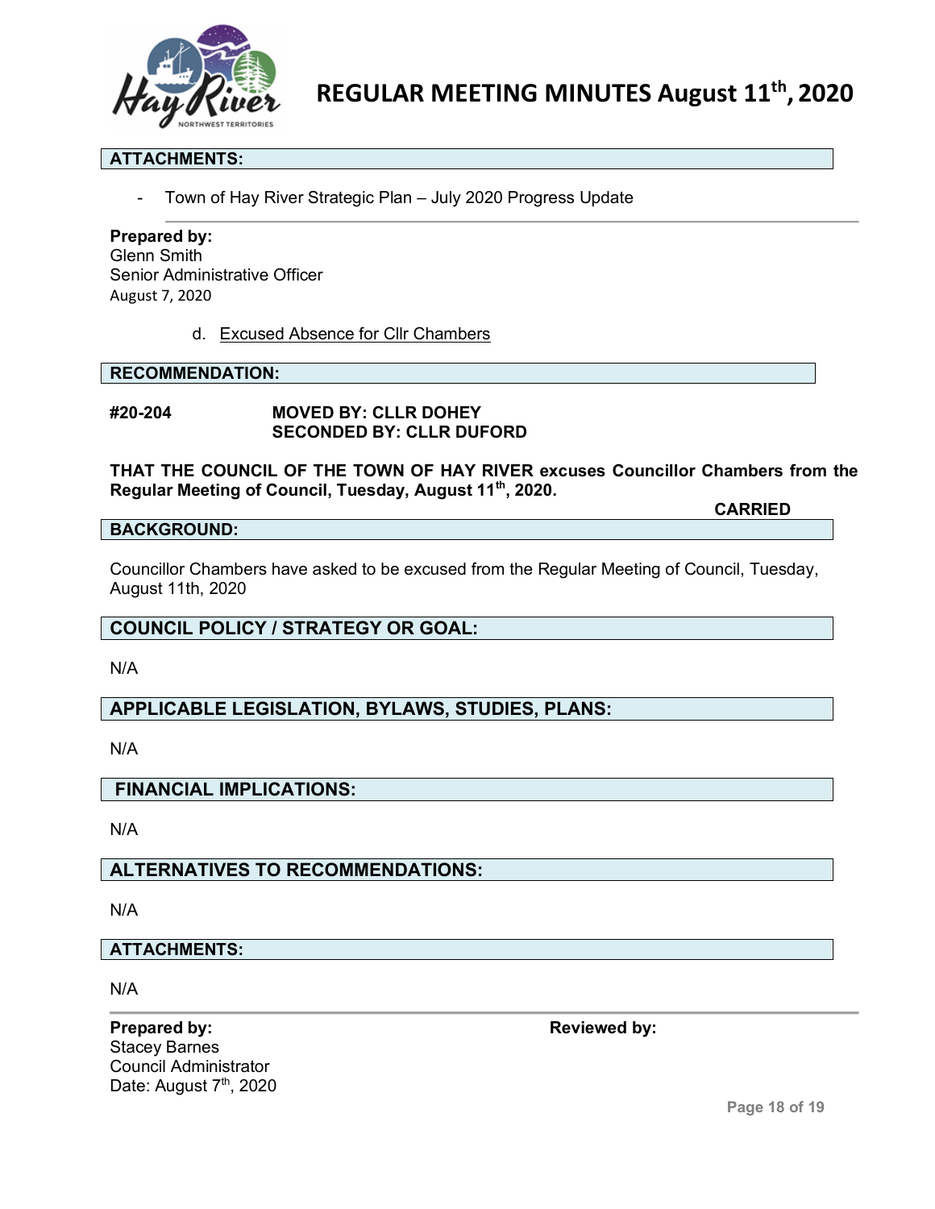**ATTACHMENTS:**

- Town of Hay River Strategic Plan – July 2020 Progress Update

**Prepared by:**
Glenn Smith
Senior Administrative Officer
August 7, 2020

d. Excused Absence for Cllr Chambers

**RECOMMENDATION:**

**#20-204** **MOVED BY: CLLR DOHEY**
**SECONDED BY: CLLR DUFORD**

**THAT THE COUNCIL OF THE TOWN OF HAY RIVER excuses Councillor Chambers from the Regular Meeting of Council, Tuesday, August 11th, 2020.**

**CARRIED**

**BACKGROUND:**

Councillor Chambers have asked to be excused from the Regular Meeting of Council, Tuesday, August 11th, 2020

**COUNCIL POLICY / STRATEGY OR GOAL:**

N/A

**APPLICABLE LEGISLATION, BYLAWS, STUDIES, PLANS:**

N/A

**FINANCIAL IMPLICATIONS:**

N/A

**ALTERNATIVES TO RECOMMENDATIONS:**

N/A

**ATTACHMENTS:**

N/A

**Prepared by:**
Stacey Barnes
Council Administrator
Date: August 7th, 2020

**Reviewed by:**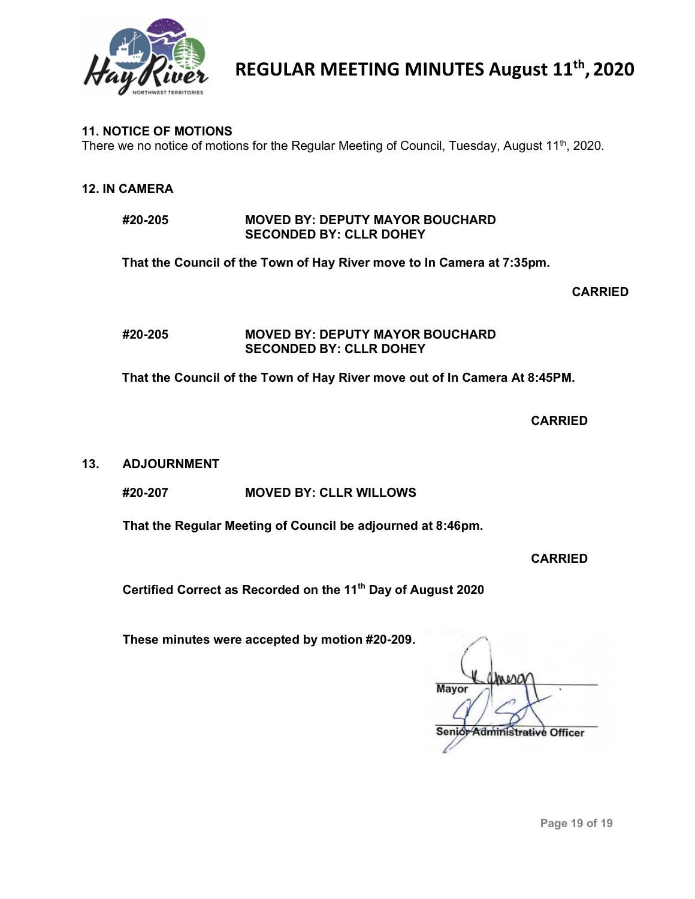# REGULAR MEETING MINUTES August 11th, 2020

**11. NOTICE OF MOTIONS**

There we no notice of motions for the Regular Meeting of Council, Tuesday, August 11th, 2020.

**12. IN CAMERA**

**#20-205 MOVED BY: DEPUTY MAYOR BOUCHARD**
**SECONDED BY: CLLR DOHEY**

**That the Council of the Town of Hay River move to In Camera at 7:35pm.**

**CARRIED**

**#20-205 MOVED BY: DEPUTY MAYOR BOUCHARD**
**SECONDED BY: CLLR DOHEY**

**That the Council of the Town of Hay River move out of In Camera At 8:45PM.**

**CARRIED**

**13. ADJOURNMENT**

**#20-207 MOVED BY: CLLR WILLOWS**

**That the Regular Meeting of Council be adjourned at 8:46pm.**

**CARRIED**

**Certified Correct as Recorded on the 11th Day of August 2020**

**These minutes were accepted by motion #20-209.**

Mayor

Senior Administrative Officer